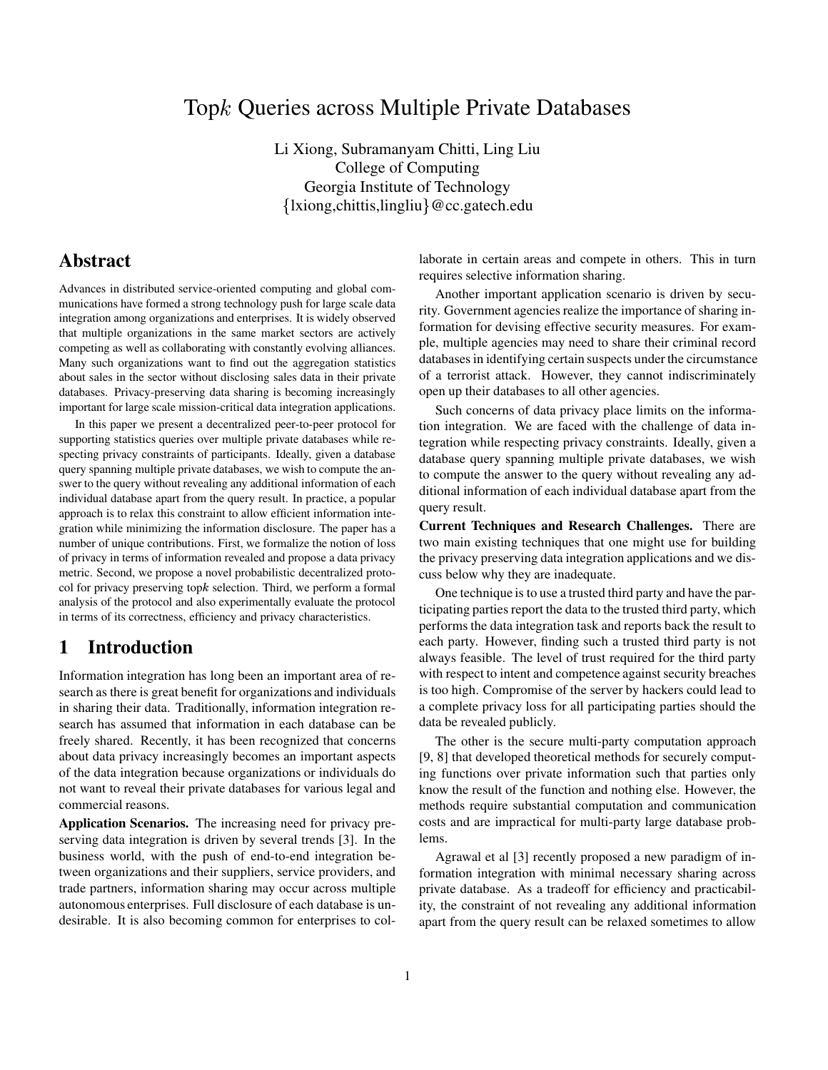# Top$k$ Queries across Multiple Private Databases

Li Xiong, Subramanyam Chitti, Ling Liu
College of Computing
Georgia Institute of Technology
{lxiong,chittis,lingliu}@cc.gatech.edu

## Abstract

Advances in distributed service-oriented computing and global communications have formed a strong technology push for large scale data integration among organizations and enterprises. It is widely observed that multiple organizations in the same market sectors are actively competing as well as collaborating with constantly evolving alliances. Many such organizations want to find out the aggregation statistics about sales in the sector without disclosing sales data in their private databases. Privacy-preserving data sharing is becoming increasingly important for large scale mission-critical data integration applications.

In this paper we present a decentralized peer-to-peer protocol for supporting statistics queries over multiple private databases while respecting privacy constraints of participants. Ideally, given a database query spanning multiple private databases, we wish to compute the answer to the query without revealing any additional information of each individual database apart from the query result. In practice, a popular approach is to relax this constraint to allow efficient information integration while minimizing the information disclosure. The paper has a number of unique contributions. First, we formalize the notion of loss of privacy in terms of information revealed and propose a data privacy metric. Second, we propose a novel probabilistic decentralized protocol for privacy preserving top$k$ selection. Third, we perform a formal analysis of the protocol and also experimentally evaluate the protocol in terms of its correctness, efficiency and privacy characteristics.

## 1 Introduction

Information integration has long been an important area of research as there is great benefit for organizations and individuals in sharing their data. Traditionally, information integration research has assumed that information in each database can be freely shared. Recently, it has been recognized that concerns about data privacy increasingly becomes an important aspects of the data integration because organizations or individuals do not want to reveal their private databases for various legal and commercial reasons.

**Application Scenarios.** The increasing need for privacy preserving data integration is driven by several trends [3]. In the business world, with the push of end-to-end integration between organizations and their suppliers, service providers, and trade partners, information sharing may occur across multiple autonomous enterprises. Full disclosure of each database is undesirable. It is also becoming common for enterprises to collaborate in certain areas and compete in others. This in turn requires selective information sharing.

Another important application scenario is driven by security. Government agencies realize the importance of sharing information for devising effective security measures. For example, multiple agencies may need to share their criminal record databases in identifying certain suspects under the circumstance of a terrorist attack. However, they cannot indiscriminately open up their databases to all other agencies.

Such concerns of data privacy place limits on the information integration. We are faced with the challenge of data integration while respecting privacy constraints. Ideally, given a database query spanning multiple private databases, we wish to compute the answer to the query without revealing any additional information of each individual database apart from the query result.

**Current Techniques and Research Challenges.** There are two main existing techniques that one might use for building the privacy preserving data integration applications and we discuss below why they are inadequate.

One technique is to use a trusted third party and have the participating parties report the data to the trusted third party, which performs the data integration task and reports back the result to each party. However, finding such a trusted third party is not always feasible. The level of trust required for the third party with respect to intent and competence against security breaches is too high. Compromise of the server by hackers could lead to a complete privacy loss for all participating parties should the data be revealed publicly.

The other is the secure multi-party computation approach [9, 8] that developed theoretical methods for securely computing functions over private information such that parties only know the result of the function and nothing else. However, the methods require substantial computation and communication costs and are impractical for multi-party large database problems.

Agrawal et al [3] recently proposed a new paradigm of information integration with minimal necessary sharing across private database. As a tradeoff for efficiency and practicability, the constraint of not revealing any additional information apart from the query result can be relaxed sometimes to allow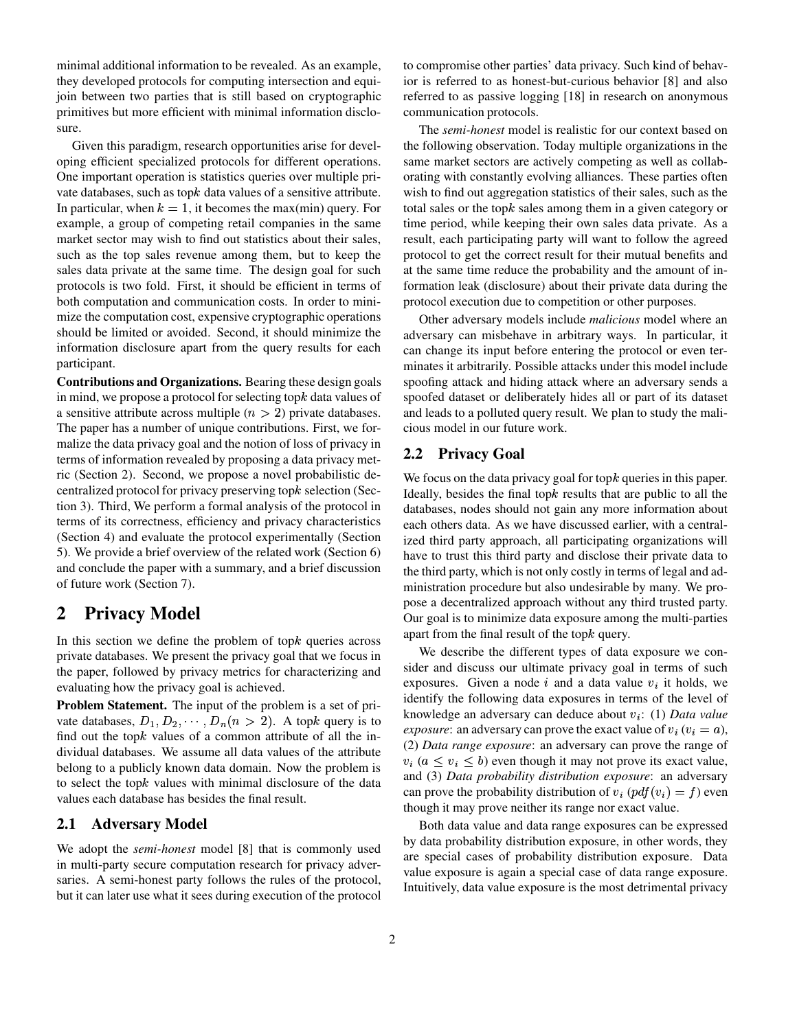minimal additional information to be revealed. As an example, they developed protocols for computing intersection and equijoin between two parties that is still based on cryptographic primitives but more efficient with minimal information disclosure.

Given this paradigm, research opportunities arise for developing efficient specialized protocols for different operations. One important operation is statistics queries over multiple private databases, such as top$k$ data values of a sensitive attribute. In particular, when $k = 1$, it becomes the max(min) query. For example, a group of competing retail companies in the same market sector may wish to find out statistics about their sales, such as the top sales revenue among them, but to keep the sales data private at the same time. The design goal for such protocols is two fold. First, it should be efficient in terms of both computation and communication costs. In order to minimize the computation cost, expensive cryptographic operations should be limited or avoided. Second, it should minimize the information disclosure apart from the query results for each participant.

**Contributions and Organizations.** Bearing these design goals in mind, we propose a protocol for selecting top$k$ data values of a sensitive attribute across multiple ($n > 2$) private databases. The paper has a number of unique contributions. First, we formalize the data privacy goal and the notion of loss of privacy in terms of information revealed by proposing a data privacy metric (Section 2). Second, we propose a novel probabilistic decentralized protocol for privacy preserving top$k$ selection (Section 3). Third, We perform a formal analysis of the protocol in terms of its correctness, efficiency and privacy characteristics (Section 4) and evaluate the protocol experimentally (Section 5). We provide a brief overview of the related work (Section 6) and conclude the paper with a summary, and a brief discussion of future work (Section 7).

# 2 Privacy Model

In this section we define the problem of top$k$ queries across private databases. We present the privacy goal that we focus in the paper, followed by privacy metrics for characterizing and evaluating how the privacy goal is achieved.

**Problem Statement.** The input of the problem is a set of private databases, $D_1, D_2, \cdots, D_n (n > 2)$. A top$k$ query is to find out the top$k$ values of a common attribute of all the individual databases. We assume all data values of the attribute belong to a publicly known data domain. Now the problem is to select the top$k$ values with minimal disclosure of the data values each database has besides the final result.

## 2.1 Adversary Model

We adopt the *semi-honest* model [8] that is commonly used in multi-party secure computation research for privacy adversaries. A semi-honest party follows the rules of the protocol, but it can later use what it sees during execution of the protocol to compromise other parties' data privacy. Such kind of behavior is referred to as honest-but-curious behavior [8] and also referred to as passive logging [18] in research on anonymous communication protocols.

The *semi-honest* model is realistic for our context based on the following observation. Today multiple organizations in the same market sectors are actively competing as well as collaborating with constantly evolving alliances. These parties often wish to find out aggregation statistics of their sales, such as the total sales or the top$k$ sales among them in a given category or time period, while keeping their own sales data private. As a result, each participating party will want to follow the agreed protocol to get the correct result for their mutual benefits and at the same time reduce the probability and the amount of information leak (disclosure) about their private data during the protocol execution due to competition or other purposes.

Other adversary models include *malicious* model where an adversary can misbehave in arbitrary ways. In particular, it can change its input before entering the protocol or even terminates it arbitrarily. Possible attacks under this model include spoofing attack and hiding attack where an adversary sends a spoofed dataset or deliberately hides all or part of its dataset and leads to a polluted query result. We plan to study the malicious model in our future work.

## 2.2 Privacy Goal

We focus on the data privacy goal for top$k$ queries in this paper. Ideally, besides the final top$k$ results that are public to all the databases, nodes should not gain any more information about each others data. As we have discussed earlier, with a centralized third party approach, all participating organizations will have to trust this third party and disclose their private data to the third party, which is not only costly in terms of legal and administration procedure but also undesirable by many. We propose a decentralized approach without any third trusted party. Our goal is to minimize data exposure among the multi-parties apart from the final result of the top$k$ query.

We describe the different types of data exposure we consider and discuss our ultimate privacy goal in terms of such exposures. Given a node $i$ and a data value $v_i$ it holds, we identify the following data exposures in terms of the level of knowledge an adversary can deduce about $v_i$: (1) *Data value exposure*: an adversary can prove the exact value of $v_i$ ($v_i = a$), (2) *Data range exposure*: an adversary can prove the range of $v_i$ ($a \leq v_i \leq b$) even though it may not prove its exact value, and (3) *Data probability distribution exposure*: an adversary can prove the probability distribution of $v_i$ ($pdf(v_i) = f$) even though it may prove neither its range nor exact value.

Both data value and data range exposures can be expressed by data probability distribution exposure, in other words, they are special cases of probability distribution exposure. Data value exposure is again a special case of data range exposure. Intuitively, data value exposure is the most detrimental privacy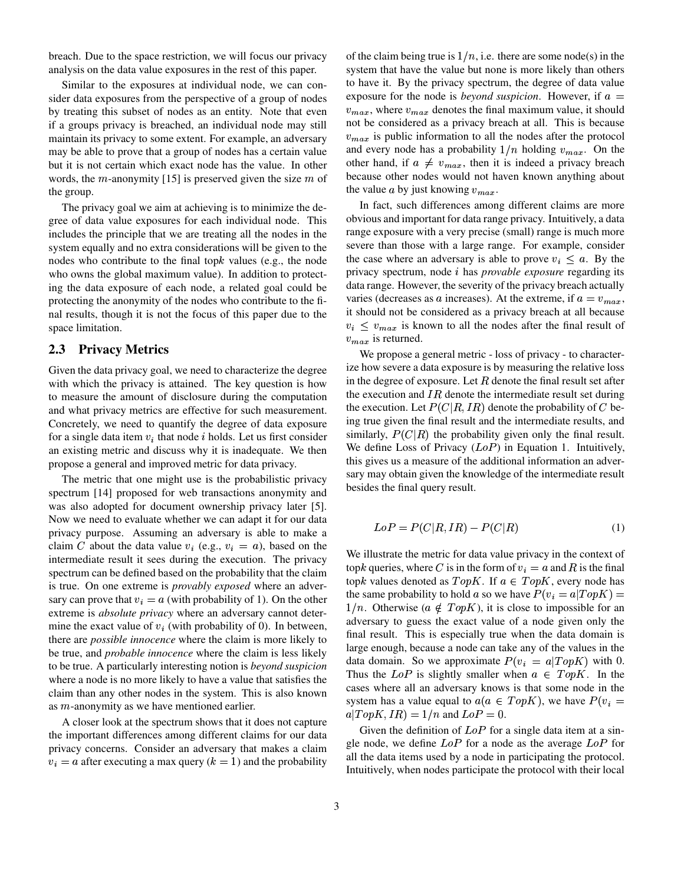breach. Due to the space restriction, we will focus our privacy analysis on the data value exposures in the rest of this paper.

Similar to the exposures at individual node, we can consider data exposures from the perspective of a group of nodes by treating this subset of nodes as an entity. Note that even if a groups privacy is breached, an individual node may still maintain its privacy to some extent. For example, an adversary may be able to prove that a group of nodes has a certain value but it is not certain which exact node has the value. In other words, the $m$-anonymity [15] is preserved given the size $m$ of the group.

The privacy goal we aim at achieving is to minimize the degree of data value exposures for each individual node. This includes the principle that we are treating all the nodes in the system equally and no extra considerations will be given to the nodes who contribute to the final top$k$ values (e.g., the node who owns the global maximum value). In addition to protecting the data exposure of each node, a related goal could be protecting the anonymity of the nodes who contribute to the final results, though it is not the focus of this paper due to the space limitation.

## 2.3 Privacy Metrics

Given the data privacy goal, we need to characterize the degree with which the privacy is attained. The key question is how to measure the amount of disclosure during the computation and what privacy metrics are effective for such measurement. Concretely, we need to quantify the degree of data exposure for a single data item $v_i$ that node $i$ holds. Let us first consider an existing metric and discuss why it is inadequate. We then propose a general and improved metric for data privacy.

The metric that one might use is the probabilistic privacy spectrum [14] proposed for web transactions anonymity and was also adopted for document ownership privacy later [5]. Now we need to evaluate whether we can adapt it for our data privacy purpose. Assuming an adversary is able to make a claim $C$ about the data value $v_i$ (e.g., $v_i = a$), based on the intermediate result it sees during the execution. The privacy spectrum can be defined based on the probability that the claim is true. On one extreme is *provably exposed* where an adversary can prove that $v_i = a$ (with probability of 1). On the other extreme is *absolute privacy* where an adversary cannot determine the exact value of $v_i$ (with probability of 0). In between, there are *possible innocence* where the claim is more likely to be true, and *probable innocence* where the claim is less likely to be true. A particularly interesting notion is *beyond suspicion* where a node is no more likely to have a value that satisfies the claim than any other nodes in the system. This is also known as $m$-anonymity as we have mentioned earlier.

A closer look at the spectrum shows that it does not capture the important differences among different claims for our data privacy concerns. Consider an adversary that makes a claim $v_i = a$ after executing a max query ($k = 1$) and the probability of the claim being true is $1/n$, i.e. there are some node(s) in the system that have the value but none is more likely than others to have it. By the privacy spectrum, the degree of data value exposure for the node is *beyond suspicion*. However, if $a = v_{max}$, where $v_{max}$ denotes the final maximum value, it should not be considered as a privacy breach at all. This is because $v_{max}$ is public information to all the nodes after the protocol and every node has a probability $1/n$ holding $v_{max}$. On the other hand, if $a \neq v_{max}$, then it is indeed a privacy breach because other nodes would not haven known anything about the value $a$ by just knowing $v_{max}$.

In fact, such differences among different claims are more obvious and important for data range privacy. Intuitively, a data range exposure with a very precise (small) range is much more severe than those with a large range. For example, consider the case where an adversary is able to prove $v_i \leq a$. By the privacy spectrum, node $i$ has *provable exposure* regarding its data range. However, the severity of the privacy breach actually varies (decreases as $a$ increases). At the extreme, if $a = v_{max}$, it should not be considered as a privacy breach at all because $v_i \leq v_{max}$ is known to all the nodes after the final result of $v_{max}$ is returned.

We propose a general metric - loss of privacy - to characterize how severe a data exposure is by measuring the relative loss in the degree of exposure. Let $R$ denote the final result set after the execution and $IR$ denote the intermediate result set during the execution. Let $P(C|R, IR)$ denote the probability of $C$ being true given the final result and the intermediate results, and similarly, $P(C|R)$ the probability given only the final result. We define Loss of Privacy ($LoP$) in Equation 1. Intuitively, this gives us a measure of the additional information an adversary may obtain given the knowledge of the intermediate result besides the final query result.

$$LoP = P(C|R, IR) - P(C|R) \tag{1}$$

We illustrate the metric for data value privacy in the context of top$k$ queries, where $C$ is in the form of $v_i = a$ and $R$ is the final top$k$ values denoted as $TopK$. If $a \in TopK$, every node has the same probability to hold $a$ so we have $P(v_i = a|TopK) = 1/n$. Otherwise ($a \notin TopK$), it is close to impossible for an adversary to guess the exact value of a node given only the final result. This is especially true when the data domain is large enough, because a node can take any of the values in the data domain. So we approximate $P(v_i = a|TopK)$ with 0. Thus the $LoP$ is slightly smaller when $a \in TopK$. In the cases where all an adversary knows is that some node in the system has a value equal to $a (a \in TopK)$, we have $P(v_i = a|TopK, IR) = 1/n$ and $LoP = 0$.

Given the definition of $LoP$ for a single data item at a single node, we define $LoP$ for a node as the average $LoP$ for all the data items used by a node in participating the protocol. Intuitively, when nodes participate the protocol with their local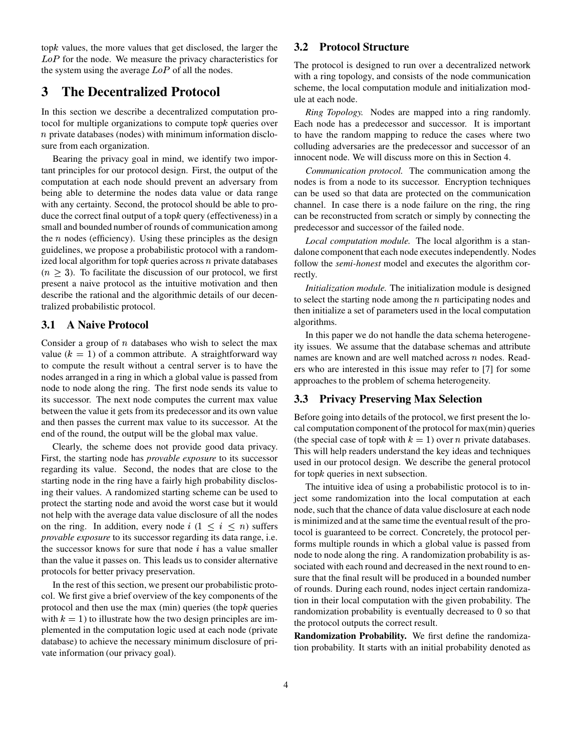top$k$ values, the more values that get disclosed, the larger the $LoP$ for the node. We measure the privacy characteristics for the system using the average $LoP$ of all the nodes.

# 3 The Decentralized Protocol

In this section we describe a decentralized computation protocol for multiple organizations to compute top$k$ queries over $n$ private databases (nodes) with minimum information disclosure from each organization.

Bearing the privacy goal in mind, we identify two important principles for our protocol design. First, the output of the computation at each node should prevent an adversary from being able to determine the nodes data value or data range with any certainty. Second, the protocol should be able to produce the correct final output of a top$k$ query (effectiveness) in a small and bounded number of rounds of communication among the $n$ nodes (efficiency). Using these principles as the design guidelines, we propose a probabilistic protocol with a randomized local algorithm for top$k$ queries across $n$ private databases ($n \geq 3$). To facilitate the discussion of our protocol, we first present a naive protocol as the intuitive motivation and then describe the rational and the algorithmic details of our decentralized probabilistic protocol.

## 3.1 A Naive Protocol

Consider a group of $n$ databases who wish to select the max value ($k = 1$) of a common attribute. A straightforward way to compute the result without a central server is to have the nodes arranged in a ring in which a global value is passed from node to node along the ring. The first node sends its value to its successor. The next node computes the current max value between the value it gets from its predecessor and its own value and then passes the current max value to its successor. At the end of the round, the output will be the global max value.

Clearly, the scheme does not provide good data privacy. First, the starting node has *provable exposure* to its successor regarding its value. Second, the nodes that are close to the starting node in the ring have a fairly high probability disclosing their values. A randomized starting scheme can be used to protect the starting node and avoid the worst case but it would not help with the average data value disclosure of all the nodes on the ring. In addition, every node $i$ ($1 \leq i \leq n$) suffers *provable exposure* to its successor regarding its data range, i.e. the successor knows for sure that node $i$ has a value smaller than the value it passes on. This leads us to consider alternative protocols for better privacy preservation.

In the rest of this section, we present our probabilistic protocol. We first give a brief overview of the key components of the protocol and then use the max (min) queries (the top$k$ queries with $k = 1$) to illustrate how the two design principles are implemented in the computation logic used at each node (private database) to achieve the necessary minimum disclosure of private information (our privacy goal).

## 3.2 Protocol Structure

The protocol is designed to run over a decentralized network with a ring topology, and consists of the node communication scheme, the local computation module and initialization module at each node.

*Ring Topology.* Nodes are mapped into a ring randomly. Each node has a predecessor and successor. It is important to have the random mapping to reduce the cases where two colluding adversaries are the predecessor and successor of an innocent node. We will discuss more on this in Section 4.

*Communication protocol.* The communication among the nodes is from a node to its successor. Encryption techniques can be used so that data are protected on the communication channel. In case there is a node failure on the ring, the ring can be reconstructed from scratch or simply by connecting the predecessor and successor of the failed node.

*Local computation module.* The local algorithm is a standalone component that each node executes independently. Nodes follow the *semi-honest* model and executes the algorithm correctly.

*Initialization module.* The initialization module is designed to select the starting node among the $n$ participating nodes and then initialize a set of parameters used in the local computation algorithms.

In this paper we do not handle the data schema heterogeneity issues. We assume that the database schemas and attribute names are known and are well matched across $n$ nodes. Readers who are interested in this issue may refer to [7] for some approaches to the problem of schema heterogeneity.

## 3.3 Privacy Preserving Max Selection

Before going into details of the protocol, we first present the local computation component of the protocol for max(min) queries (the special case of top$k$ with $k = 1$) over $n$ private databases. This will help readers understand the key ideas and techniques used in our protocol design. We describe the general protocol for top$k$ queries in next subsection.

The intuitive idea of using a probabilistic protocol is to inject some randomization into the local computation at each node, such that the chance of data value disclosure at each node is minimized and at the same time the eventual result of the protocol is guaranteed to be correct. Concretely, the protocol performs multiple rounds in which a global value is passed from node to node along the ring. A randomization probability is associated with each round and decreased in the next round to ensure that the final result will be produced in a bounded number of rounds. During each round, nodes inject certain randomization in their local computation with the given probability. The randomization probability is eventually decreased to 0 so that the protocol outputs the correct result.

**Randomization Probability.** We first define the randomization probability. It starts with an initial probability denoted as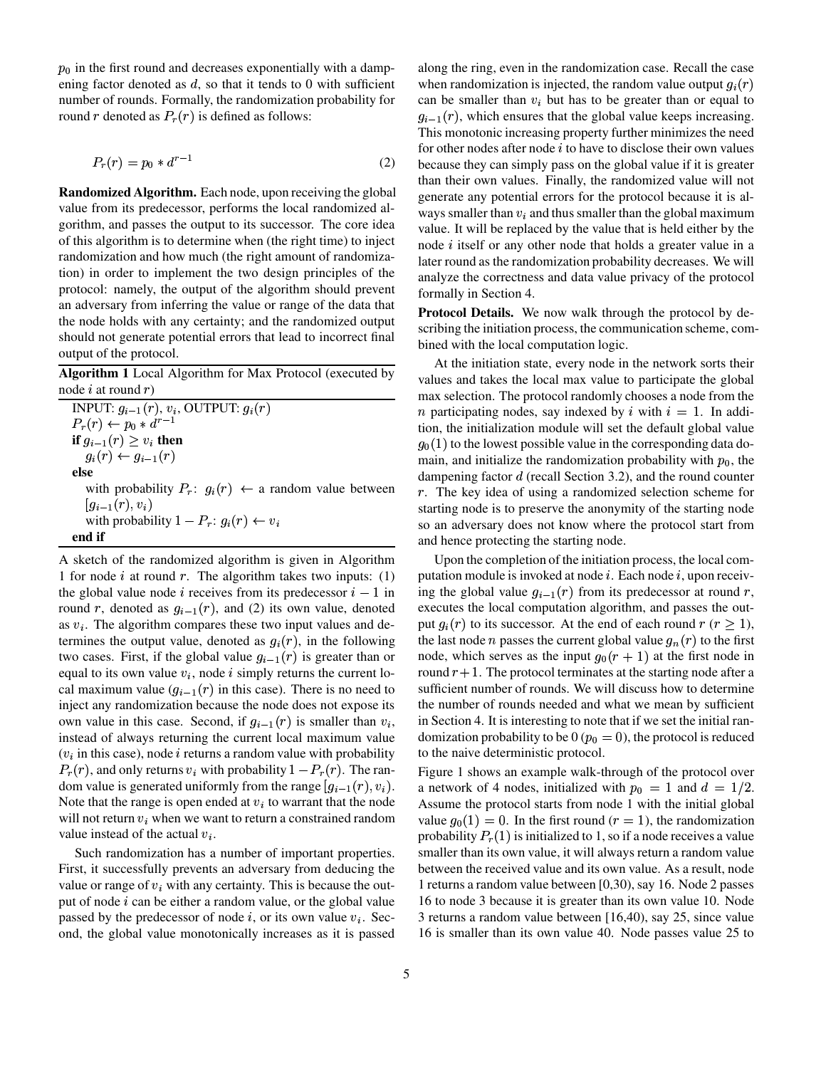$p_0$ in the first round and decreases exponentially with a dampening factor denoted as $d$, so that it tends to 0 with sufficient number of rounds. Formally, the randomization probability for round $r$ denoted as $P_r(r)$ is defined as follows:

$$P_r(r) = p_0 * d^{r-1} \tag{2}$$

**Randomized Algorithm.** Each node, upon receiving the global value from its predecessor, performs the local randomized algorithm, and passes the output to its successor. The core idea of this algorithm is to determine when (the right time) to inject randomization and how much (the right amount of randomization) in order to implement the two design principles of the protocol: namely, the output of the algorithm should prevent an adversary from inferring the value or range of the data that the node holds with any certainty; and the randomized output should not generate potential errors that lead to incorrect final output of the protocol.

**Algorithm 1** Local Algorithm for Max Protocol (executed by node $i$ at round $r$)

```
INPUT: g_{i-1}(r), v_i, OUTPUT: g_i(r)
P_r(r) ← p_0 * d^{r-1}
if g_{i-1}(r) ≥ v_i then
    g_i(r) ← g_{i-1}(r)
else
    with probability P_r: g_i(r) ← a random value between
    [g_{i-1}(r), v_i)
    with probability 1 − P_r: g_i(r) ← v_i
end if
```

A sketch of the randomized algorithm is given in Algorithm 1 for node $i$ at round $r$. The algorithm takes two inputs: (1) the global value node $i$ receives from its predecessor $i-1$ in round $r$, denoted as $g_{i-1}(r)$, and (2) its own value, denoted as $v_i$. The algorithm compares these two input values and determines the output value, denoted as $g_i(r)$, in the following two cases. First, if the global value $g_{i-1}(r)$ is greater than or equal to its own value $v_i$, node $i$ simply returns the current local maximum value ($g_{i-1}(r)$ in this case). There is no need to inject any randomization because the node does not expose its own value in this case. Second, if $g_{i-1}(r)$ is smaller than $v_i$, instead of always returning the current local maximum value ($v_i$ in this case), node $i$ returns a random value with probability $P_r(r)$, and only returns $v_i$ with probability $1 - P_r(r)$. The random value is generated uniformly from the range $[g_{i-1}(r), v_i)$. Note that the range is open ended at $v_i$ to warrant that the node will not return $v_i$ when we want to return a constrained random value instead of the actual $v_i$.

Such randomization has a number of important properties. First, it successfully prevents an adversary from deducing the value or range of $v_i$ with any certainty. This is because the output of node $i$ can be either a random value, or the global value passed by the predecessor of node $i$, or its own value $v_i$. Second, the global value monotonically increases as it is passed along the ring, even in the randomization case. Recall the case when randomization is injected, the random value output $g_i(r)$ can be smaller than $v_i$ but has to be greater than or equal to $g_{i-1}(r)$, which ensures that the global value keeps increasing. This monotonic increasing property further minimizes the need for other nodes after node $i$ to have to disclose their own values because they can simply pass on the global value if it is greater than their own values. Finally, the randomized value will not generate any potential errors for the protocol because it is always smaller than $v_i$ and thus smaller than the global maximum value. It will be replaced by the value that is held either by the node $i$ itself or any other node that holds a greater value in a later round as the randomization probability decreases. We will analyze the correctness and data value privacy of the protocol formally in Section 4.

**Protocol Details.** We now walk through the protocol by describing the initiation process, the communication scheme, combined with the local computation logic.

At the initiation state, every node in the network sorts their values and takes the local max value to participate the global max selection. The protocol randomly chooses a node from the $n$ participating nodes, say indexed by $i$ with $i = 1$. In addition, the initialization module will set the default global value $g_0(1)$ to the lowest possible value in the corresponding data domain, and initialize the randomization probability with $p_0$, the dampening factor $d$ (recall Section 3.2), and the round counter $r$. The key idea of using a randomized selection scheme for starting node is to preserve the anonymity of the starting node so an adversary does not know where the protocol start from and hence protecting the starting node.

Upon the completion of the initiation process, the local computation module is invoked at node $i$. Each node $i$, upon receiving the global value $g_{i-1}(r)$ from its predecessor at round $r$, executes the local computation algorithm, and passes the output $g_i(r)$ to its successor. At the end of each round $r$ ($r \geq 1$), the last node $n$ passes the current global value $g_n(r)$ to the first node, which serves as the input $g_0(r+1)$ at the first node in round $r+1$. The protocol terminates at the starting node after a sufficient number of rounds. We will discuss how to determine the number of rounds needed and what we mean by sufficient in Section 4. It is interesting to note that if we set the initial randomization probability to be 0 ($p_0 = 0$), the protocol is reduced to the naive deterministic protocol.

Figure 1 shows an example walk-through of the protocol over a network of 4 nodes, initialized with $p_0 = 1$ and $d = 1/2$. Assume the protocol starts from node 1 with the initial global value $g_0(1) = 0$. In the first round ($r = 1$), the randomization probability $P_r(1)$ is initialized to 1, so if a node receives a value smaller than its own value, it will always return a random value between the received value and its own value. As a result, node 1 returns a random value between [0,30), say 16. Node 2 passes 16 to node 3 because it is greater than its own value 10. Node 3 returns a random value between [16,40), say 25, since value 16 is smaller than its own value 40. Node passes value 25 to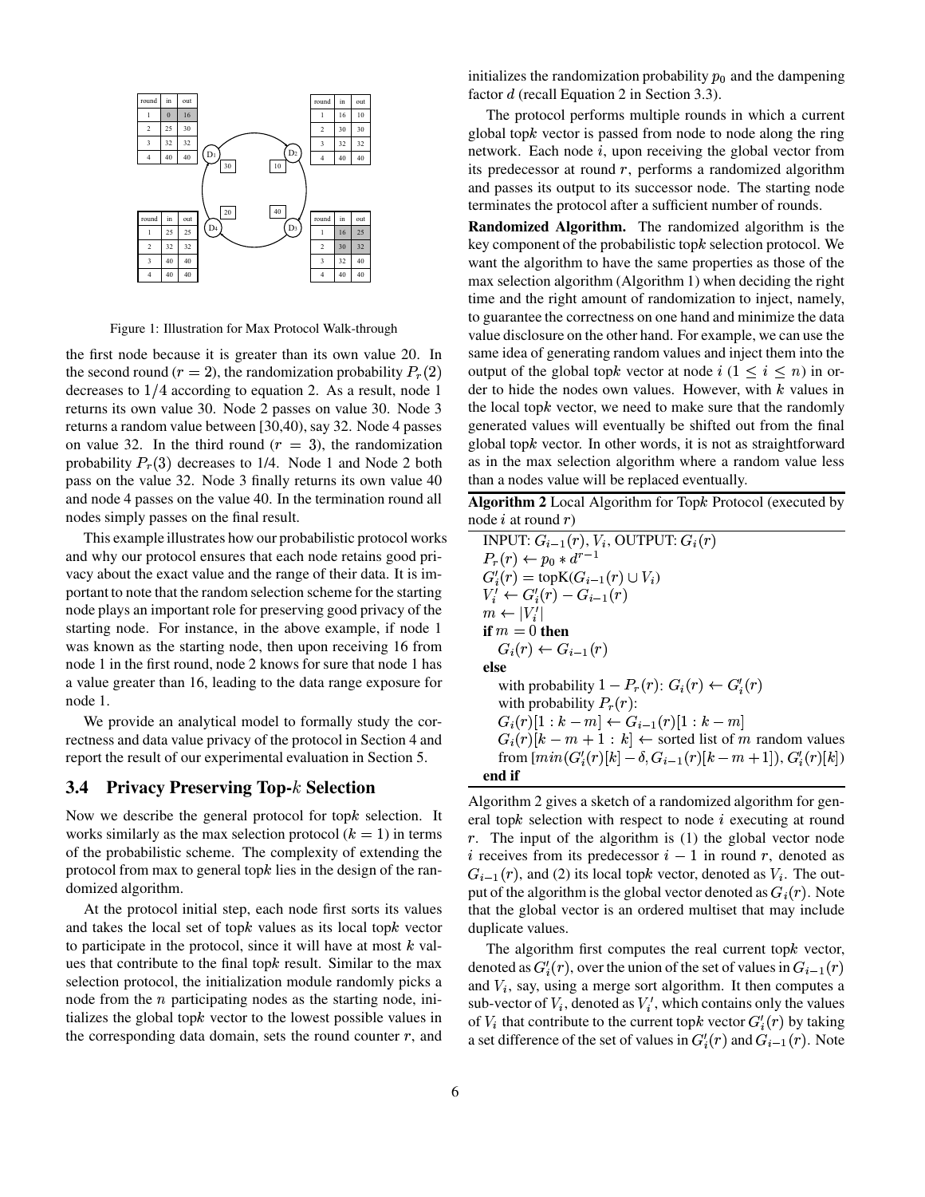| round | in | out |
|---|---|---|
| 1 | 0 | 16 |
| 2 | 25 | 30 |
| 3 | 32 | 32 |
| 4 | 40 | 40 |

| round | in | out |
|---|---|---|
| 1 | 16 | 10 |
| 2 | 30 | 30 |
| 3 | 32 | 32 |
| 4 | 40 | 40 |

| round | in | out |
|---|---|---|
| 1 | 25 | 25 |
| 2 | 32 | 32 |
| 3 | 40 | 40 |
| 4 | 40 | 40 |

| round | in | out |
|---|---|---|
| 1 | 16 | 25 |
| 2 | 30 | 32 |
| 3 | 32 | 40 |
| 4 | 40 | 40 |

Figure 1: Illustration for Max Protocol Walk-through

the first node because it is greater than its own value 20. In the second round ($r = 2$), the randomization probability $P_r(2)$ decreases to $1/4$ according to equation 2. As a result, node 1 returns its own value 30. Node 2 passes on value 30. Node 3 returns a random value between [30,40), say 32. Node 4 passes on value 32. In the third round ($r = 3$), the randomization probability $P_r(3)$ decreases to 1/4. Node 1 and Node 2 both pass on the value 32. Node 3 finally returns its own value 40 and node 4 passes on the value 40. In the termination round all nodes simply passes on the final result.

This example illustrates how our probabilistic protocol works and why our protocol ensures that each node retains good privacy about the exact value and the range of their data. It is important to note that the random selection scheme for the starting node plays an important role for preserving good privacy of the starting node. For instance, in the above example, if node 1 was known as the starting node, then upon receiving 16 from node 1 in the first round, node 2 knows for sure that node 1 has a value greater than 16, leading to the data range exposure for node 1.

We provide an analytical model to formally study the correctness and data value privacy of the protocol in Section 4 and report the result of our experimental evaluation in Section 5.

### 3.4 Privacy Preserving Top-$k$ Selection

Now we describe the general protocol for top$k$ selection. It works similarly as the max selection protocol ($k = 1$) in terms of the probabilistic scheme. The complexity of extending the protocol from max to general top$k$ lies in the design of the randomized algorithm.

At the protocol initial step, each node first sorts its values and takes the local set of top$k$ values as its local top$k$ vector to participate in the protocol, since it will have at most $k$ values that contribute to the final top$k$ result. Similar to the max selection protocol, the initialization module randomly picks a node from the $n$ participating nodes as the starting node, initializes the global top$k$ vector to the lowest possible values in the corresponding data domain, sets the round counter $r$, and initializes the randomization probability $p_0$ and the dampening factor $d$ (recall Equation 2 in Section 3.3).

The protocol performs multiple rounds in which a current global top$k$ vector is passed from node to node along the ring network. Each node $i$, upon receiving the global vector from its predecessor at round $r$, performs a randomized algorithm and passes its output to its successor node. The starting node terminates the protocol after a sufficient number of rounds.

**Randomized Algorithm.** The randomized algorithm is the key component of the probabilistic top$k$ selection protocol. We want the algorithm to have the same properties as those of the max selection algorithm (Algorithm 1) when deciding the right time and the right amount of randomization to inject, namely, to guarantee the correctness on one hand and minimize the data value disclosure on the other hand. For example, we can use the same idea of generating random values and inject them into the output of the global top$k$ vector at node $i$ ($1 \leq i \leq n$) in order to hide the nodes own values. However, with $k$ values in the local top$k$ vector, we need to make sure that the randomly generated values will eventually be shifted out from the final global top$k$ vector. In other words, it is not as straightforward as in the max selection algorithm where a random value less than a nodes value will be replaced eventually.

**Algorithm 2** Local Algorithm for Top$k$ Protocol (executed by node $i$ at round $r$)

INPUT: $G_{i-1}(r), V_i$, OUTPUT: $G_i(r)$
$P_r(r) \leftarrow p_0 * d^{r-1}$
$G'_i(r) = \text{topK}(G_{i-1}(r) \cup V_i)$
$V'_i \leftarrow G'_i(r) - G_{i-1}(r)$
$m \leftarrow |V'_i|$
**if** $m = 0$ **then**
  $G_i(r) \leftarrow G_{i-1}(r)$
**else**
  with probability $1 - P_r(r)$: $G_i(r) \leftarrow G'_i(r)$
  with probability $P_r(r)$:
  $G_i(r)[1 : k - m] \leftarrow G_{i-1}(r)[1 : k - m]$
  $G_i(r)[k - m + 1 : k] \leftarrow$ sorted list of $m$ random values from $[min(G'_i(r)[k] - \delta, G_{i-1}(r)[k - m + 1]), G'_i(r)[k])$
**end if**

Algorithm 2 gives a sketch of a randomized algorithm for general top$k$ selection with respect to node $i$ executing at round $r$. The input of the algorithm is (1) the global vector node $i$ receives from its predecessor $i - 1$ in round $r$, denoted as $G_{i-1}(r)$, and (2) its local top$k$ vector, denoted as $V_i$. The output of the algorithm is the global vector denoted as $G_i(r)$. Note that the global vector is an ordered multiset that may include duplicate values.

The algorithm first computes the real current top$k$ vector, denoted as $G'_i(r)$, over the union of the set of values in $G_{i-1}(r)$ and $V_i$, say, using a merge sort algorithm. It then computes a sub-vector of $V_i$, denoted as $V_i'$, which contains only the values of $V_i$ that contribute to the current top$k$ vector $G'_i(r)$ by taking a set difference of the set of values in $G'_i(r)$ and $G_{i-1}(r)$. Note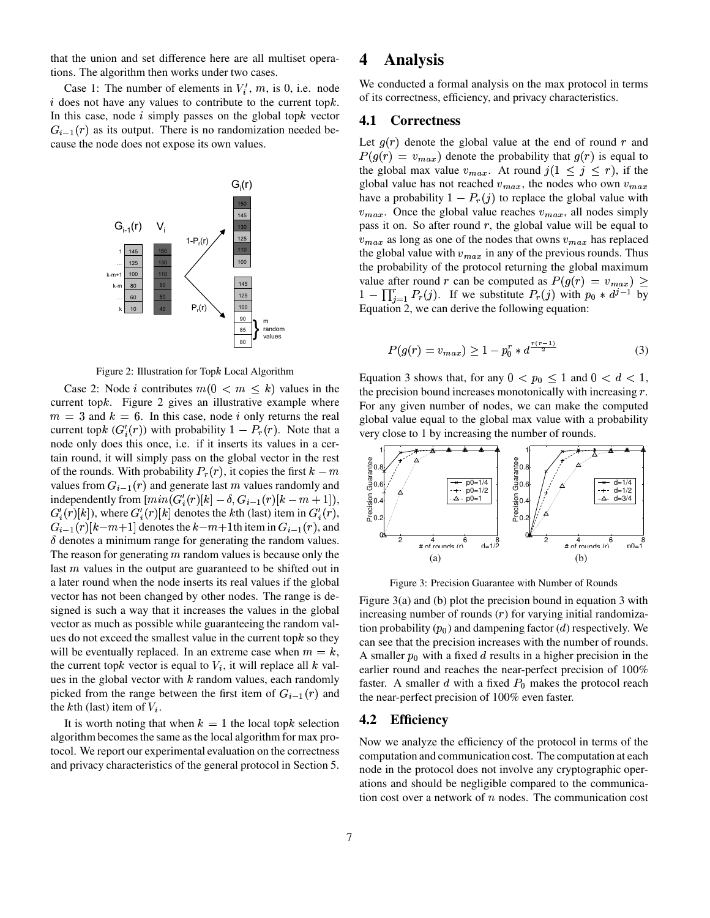that the union and set difference here are all multiset operations. The algorithm then works under two cases.

Case 1: The number of elements in $V_i'$, $m$, is 0, i.e. node $i$ does not have any values to contribute to the current top$k$. In this case, node $i$ simply passes on the global top$k$ vector $G_{i-1}(r)$ as its output. There is no randomization needed because the node does not expose its own values.

Figure 2: Illustration for Top$k$ Local Algorithm

Case 2: Node $i$ contributes $m(0 < m \leq k)$ values in the current top$k$. Figure 2 gives an illustrative example where $m = 3$ and $k = 6$. In this case, node $i$ only returns the real current top$k$ ($G_i'(r)$) with probability $1 - P_r(r)$. Note that a node only does this once, i.e. if it inserts its values in a certain round, it will simply pass on the global vector in the rest of the rounds. With probability $P_r(r)$, it copies the first $k - m$ values from $G_{i-1}(r)$ and generate last $m$ values randomly and independently from $[min(G_i'(r)[k] - \delta, G_{i-1}(r)[k - m + 1]), G_i'(r)[k])$, where $G_i'(r)[k]$ denotes the $k$th (last) item in $G_i'(r)$, $G_{i-1}(r)[k-m+1]$ denotes the $k-m+1$th item in $G_{i-1}(r)$, and $\delta$ denotes a minimum range for generating the random values. The reason for generating $m$ random values is because only the last $m$ values in the output are guaranteed to be shifted out in a later round when the node inserts its real values if the global vector has not been changed by other nodes. The range is designed is such a way that it increases the values in the global vector as much as possible while guaranteeing the random values do not exceed the smallest value in the current top$k$ so they will be eventually replaced. In an extreme case when $m = k$, the current top$k$ vector is equal to $V_i$, it will replace all $k$ values in the global vector with $k$ random values, each randomly picked from the range between the first item of $G_{i-1}(r)$ and the $k$th (last) item of $V_i$.

It is worth noting that when $k = 1$ the local top$k$ selection algorithm becomes the same as the local algorithm for max protocol. We report our experimental evaluation on the correctness and privacy characteristics of the general protocol in Section 5.

# 4 Analysis

We conducted a formal analysis on the max protocol in terms of its correctness, efficiency, and privacy characteristics.

## 4.1 Correctness

Let $g(r)$ denote the global value at the end of round $r$ and $P(g(r) = v_{max})$ denote the probability that $g(r)$ is equal to the global max value $v_{max}$. At round $j(1 \leq j \leq r)$, if the global value has not reached $v_{max}$, the nodes who own $v_{max}$ have a probability $1 - P_r(j)$ to replace the global value with $v_{max}$. Once the global value reaches $v_{max}$, all nodes simply pass it on. So after round $r$, the global value will be equal to $v_{max}$ as long as one of the nodes that owns $v_{max}$ has replaced the global value with $v_{max}$ in any of the previous rounds. Thus the probability of the protocol returning the global maximum value after round $r$ can be computed as $P(g(r) = v_{max}) \geq 1 - \prod_{j=1}^{r} P_r(j)$. If we substitute $P_r(j)$ with $p_0 * d^{j-1}$ by Equation 2, we can derive the following equation:

$$P(g(r) = v_{max}) \geq 1 - p_0^r * d^{\frac{r(r-1)}{2}} \tag{3}$$

Equation 3 shows that, for any $0 < p_0 \leq 1$ and $0 < d < 1$, the precision bound increases monotonically with increasing $r$. For any given number of nodes, we can make the computed global value equal to the global max value with a probability very close to 1 by increasing the number of rounds.

Figure 3: Precision Guarantee with Number of Rounds

Figure 3(a) and (b) plot the precision bound in equation 3 with increasing number of rounds ($r$) for varying initial randomization probability ($p_0$) and dampening factor ($d$) respectively. We can see that the precision increases with the number of rounds. A smaller $p_0$ with a fixed $d$ results in a higher precision in the earlier round and reaches the near-perfect precision of 100% faster. A smaller $d$ with a fixed $P_0$ makes the protocol reach the near-perfect precision of 100% even faster.

## 4.2 Efficiency

Now we analyze the efficiency of the protocol in terms of the computation and communication cost. The computation at each node in the protocol does not involve any cryptographic operations and should be negligible compared to the communication cost over a network of $n$ nodes. The communication cost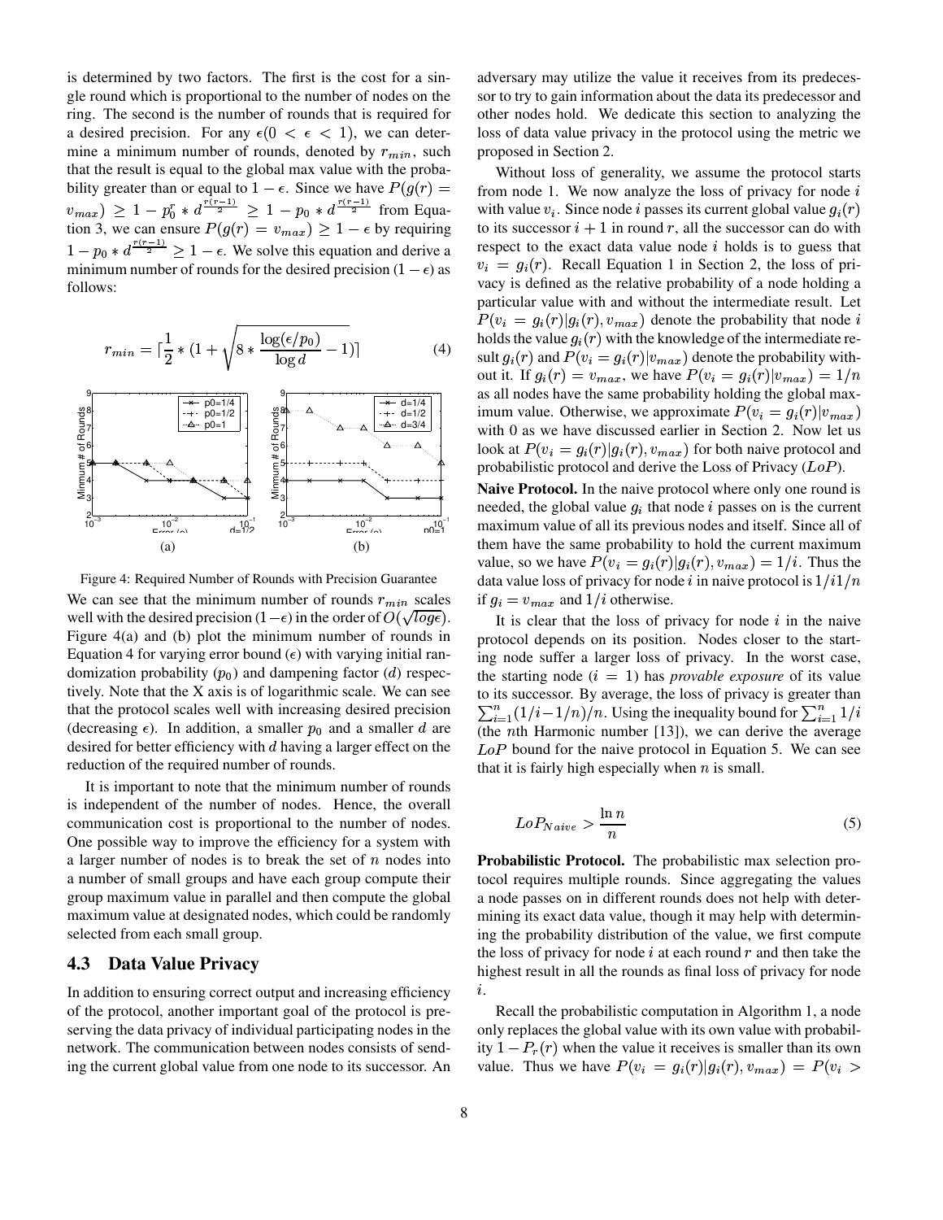is determined by two factors. The first is the cost for a single round which is proportional to the number of nodes on the ring. The second is the number of rounds that is required for a desired precision. For any $\epsilon (0 < \epsilon < 1)$, we can determine a minimum number of rounds, denoted by $r_{min}$, such that the result is equal to the global max value with the probability greater than or equal to $1 - \epsilon$. Since we have $P(g(r) = v_{max}) \geq 1 - p_0^r * d^{\frac{r(r-1)}{2}} \geq 1 - p_0 * d^{\frac{r(r-1)}{2}}$ from Equation 3, we can ensure $P(g(r) = v_{max}) \geq 1 - \epsilon$ by requiring $1 - p_0 * d^{\frac{r(r-1)}{2}} \geq 1 - \epsilon$. We solve this equation and derive a minimum number of rounds for the desired precision $(1 - \epsilon)$ as follows:

$$r_{min} = \lceil \frac{1}{2} * (1 + \sqrt{8 * \frac{\log(\epsilon / p_0)}{\log d} - 1}) \rceil \quad (4)$$

Figure 4: Required Number of Rounds with Precision Guarantee

We can see that the minimum number of rounds $r_{min}$ scales well with the desired precision $(1-\epsilon)$ in the order of $O(\sqrt{log \epsilon})$. Figure 4(a) and (b) plot the minimum number of rounds in Equation 4 for varying error bound $(\epsilon)$ with varying initial randomization probability $(p_0)$ and dampening factor $(d)$ respectively. Note that the X axis is of logarithmic scale. We can see that the protocol scales well with increasing desired precision (decreasing $\epsilon$). In addition, a smaller $p_0$ and a smaller $d$ are desired for better efficiency with $d$ having a larger effect on the reduction of the required number of rounds.

It is important to note that the minimum number of rounds is independent of the number of nodes. Hence, the overall communication cost is proportional to the number of nodes. One possible way to improve the efficiency for a system with a larger number of nodes is to break the set of $n$ nodes into a number of small groups and have each group compute their group maximum value in parallel and then compute the global maximum value at designated nodes, which could be randomly selected from each small group.

## 4.3 Data Value Privacy

In addition to ensuring correct output and increasing efficiency of the protocol, another important goal of the protocol is preserving the data privacy of individual participating nodes in the network. The communication between nodes consists of sending the current global value from one node to its successor. An adversary may utilize the value it receives from its predecessor to try to gain information about the data its predecessor and other nodes hold. We dedicate this section to analyzing the loss of data value privacy in the protocol using the metric we proposed in Section 2.

Without loss of generality, we assume the protocol starts from node 1. We now analyze the loss of privacy for node $i$ with value $v_i$. Since node $i$ passes its current global value $g_i(r)$ to its successor $i+1$ in round $r$, all the successor can do with respect to the exact data value node $i$ holds is to guess that $v_i = g_i(r)$. Recall Equation 1 in Section 2, the loss of privacy is defined as the relative probability of a node holding a particular value with and without the intermediate result. Let $P(v_i = g_i(r)|g_i(r), v_{max})$ denote the probability that node $i$ holds the value $g_i(r)$ with the knowledge of the intermediate result $g_i(r)$ and $P(v_i = g_i(r)|v_{max})$ denote the probability without it. If $g_i(r) = v_{max}$, we have $P(v_i = g_i(r)|v_{max}) = 1/n$ as all nodes have the same probability holding the global maximum value. Otherwise, we approximate $P(v_i = g_i(r)|v_{max})$ with 0 as we have discussed earlier in Section 2. Now let us look at $P(v_i = g_i(r)|g_i(r), v_{max})$ for both naive protocol and probabilistic protocol and derive the Loss of Privacy ($LoP$).

**Naive Protocol.** In the naive protocol where only one round is needed, the global value $g_i$ that node $i$ passes on is the current maximum value of all its previous nodes and itself. Since all of them have the same probability to hold the current maximum value, so we have $P(v_i = g_i(r)|g_i(r), v_{max}) = 1/i$. Thus the data value loss of privacy for node $i$ in naive protocol is $1/i 1/n$ if $g_i = v_{max}$ and $1/i$ otherwise.

It is clear that the loss of privacy for node $i$ in the naive protocol depends on its position. Nodes closer to the starting node suffer a larger loss of privacy. In the worst case, the starting node $(i = 1)$ has *provable exposure* of its value to its successor. By average, the loss of privacy is greater than $\sum_{i=1}^{n}(1/i - 1/n)/n$. Using the inequality bound for $\sum_{i=1}^{n} 1/i$ (the $n$th Harmonic number [13]), we can derive the average $LoP$ bound for the naive protocol in Equation 5. We can see that it is fairly high especially when $n$ is small.

$$LoP_{Naive} > \frac{\ln n}{n} \quad (5)$$

**Probabilistic Protocol.** The probabilistic max selection protocol requires multiple rounds. Since aggregating the values a node passes on in different rounds does not help with determining its exact data value, though it may help with determining the probability distribution of the value, we first compute the loss of privacy for node $i$ at each round $r$ and then take the highest result in all the rounds as final loss of privacy for node $i$.

Recall the probabilistic computation in Algorithm 1, a node only replaces the global value with its own value with probability $1 - P_r(r)$ when the value it receives is smaller than its own value. Thus we have $P(v_i = g_i(r)|g_i(r), v_{max}) = P(v_i >$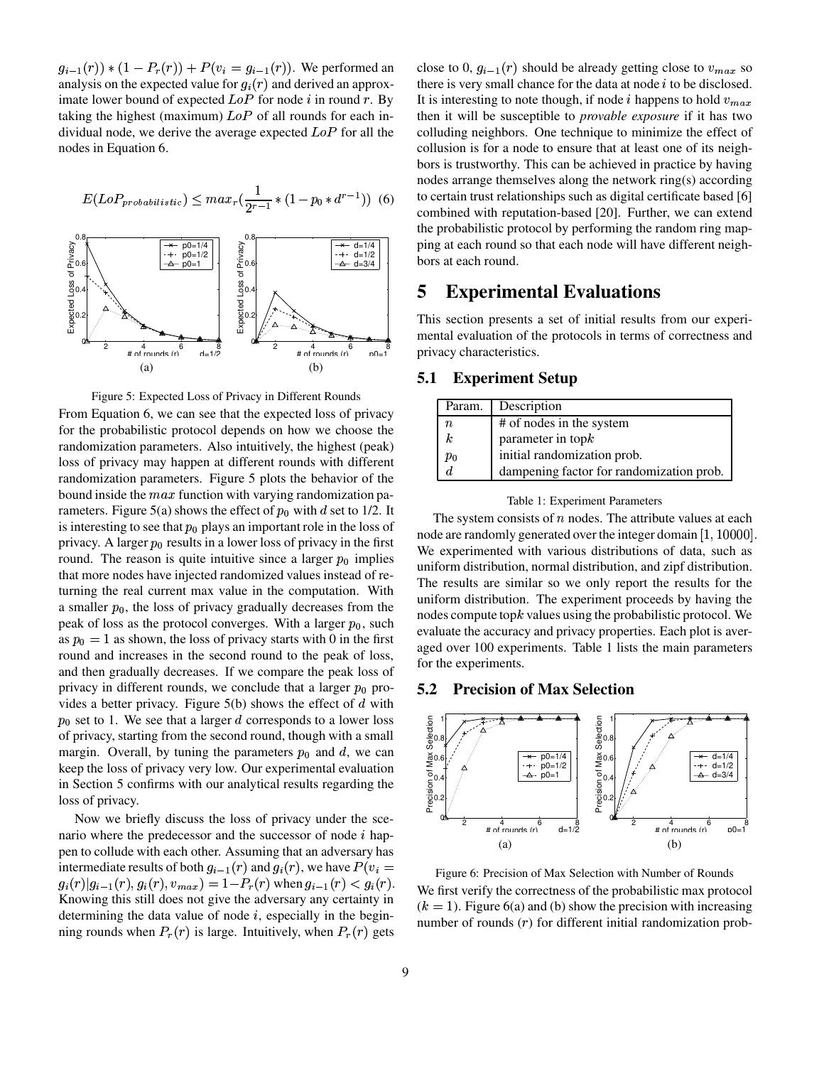$g_{i-1}(r)) * (1 - P_r(r)) + P(v_i = g_{i-1}(r))$. We performed an analysis on the expected value for $g_i(r)$ and derived an approximate lower bound of expected $LoP$ for node $i$ in round $r$. By taking the highest (maximum) $LoP$ of all rounds for each individual node, we derive the average expected $LoP$ for all the nodes in Equation 6.

$$E(LoP_{probabilistic}) \leq max_r(\frac{1}{2^{r-1}} * (1 - p_0 * d^{r-1})) \quad (6)$$

Figure 5: Expected Loss of Privacy in Different Rounds

From Equation 6, we can see that the expected loss of privacy for the probabilistic protocol depends on how we choose the randomization parameters. Also intuitively, the highest (peak) loss of privacy may happen at different rounds with different randomization parameters. Figure 5 plots the behavior of the bound inside the $max$ function with varying randomization parameters. Figure 5(a) shows the effect of $p_0$ with $d$ set to 1/2. It is interesting to see that $p_0$ plays an important role in the loss of privacy. A larger $p_0$ results in a lower loss of privacy in the first round. The reason is quite intuitive since a larger $p_0$ implies that more nodes have injected randomized values instead of returning the real current max value in the computation. With a smaller $p_0$, the loss of privacy gradually decreases from the peak of loss as the protocol converges. With a larger $p_0$, such as $p_0 = 1$ as shown, the loss of privacy starts with 0 in the first round and increases in the second round to the peak of loss, and then gradually decreases. If we compare the peak loss of privacy in different rounds, we conclude that a larger $p_0$ provides a better privacy. Figure 5(b) shows the effect of $d$ with $p_0$ set to 1. We see that a larger $d$ corresponds to a lower loss of privacy, starting from the second round, though with a small margin. Overall, by tuning the parameters $p_0$ and $d$, we can keep the loss of privacy very low. Our experimental evaluation in Section 5 confirms with our analytical results regarding the loss of privacy.

Now we briefly discuss the loss of privacy under the scenario where the predecessor and the successor of node $i$ happen to collude with each other. Assuming that an adversary has intermediate results of both $g_{i-1}(r)$ and $g_i(r)$, we have $P(v_i = g_i(r)|g_{i-1}(r), g_i(r), v_{max}) = 1 - P_r(r)$ when $g_{i-1}(r) < g_i(r)$. Knowing this still does not give the adversary any certainty in determining the data value of node $i$, especially in the beginning rounds when $P_r(r)$ is large. Intuitively, when $P_r(r)$ gets close to 0, $g_{i-1}(r)$ should be already getting close to $v_{max}$ so there is very small chance for the data at node $i$ to be disclosed. It is interesting to note though, if node $i$ happens to hold $v_{max}$ then it will be susceptible to *provable exposure* if it has two colluding neighbors. One technique to minimize the effect of collusion is for a node to ensure that at least one of its neighbors is trustworthy. This can be achieved in practice by having nodes arrange themselves along the network ring(s) according to certain trust relationships such as digital certificate based [6] combined with reputation-based [20]. Further, we can extend the probabilistic protocol by performing the random ring mapping at each round so that each node will have different neighbors at each round.

# 5 Experimental Evaluations

This section presents a set of initial results from our experimental evaluation of the protocols in terms of correctness and privacy characteristics.

## 5.1 Experiment Setup

| Param. | Description |
|---|---|
| $n$ | # of nodes in the system |
| $k$ | parameter in top$k$ |
| $p_0$ | initial randomization prob. |
| $d$ | dampening factor for randomization prob. |

Table 1: Experiment Parameters

The system consists of $n$ nodes. The attribute values at each node are randomly generated over the integer domain $[1, 10000]$. We experimented with various distributions of data, such as uniform distribution, normal distribution, and zipf distribution. The results are similar so we only report the results for the uniform distribution. The experiment proceeds by having the nodes compute top$k$ values using the probabilistic protocol. We evaluate the accuracy and privacy properties. Each plot is averaged over 100 experiments. Table 1 lists the main parameters for the experiments.

## 5.2 Precision of Max Selection

Figure 6: Precision of Max Selection with Number of Rounds

We first verify the correctness of the probabilistic max protocol ($k = 1$). Figure 6(a) and (b) show the precision with increasing number of rounds ($r$) for different initial randomization prob-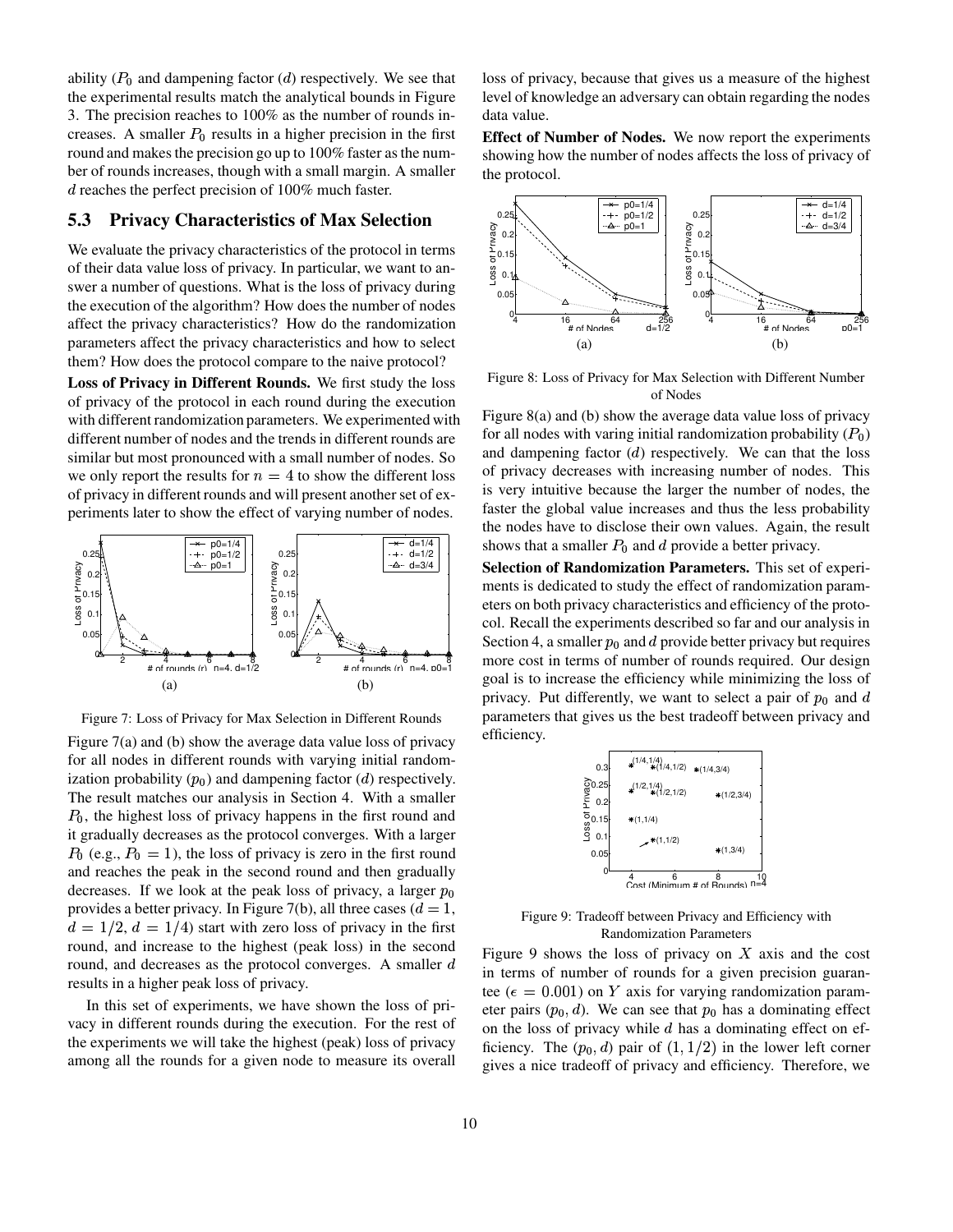ability ($P_0$ and dampening factor ($d$) respectively. We see that the experimental results match the analytical bounds in Figure 3. The precision reaches to 100% as the number of rounds increases. A smaller $P_0$ results in a higher precision in the first round and makes the precision go up to 100% faster as the number of rounds increases, though with a small margin. A smaller $d$ reaches the perfect precision of 100% much faster.

## 5.3 Privacy Characteristics of Max Selection

We evaluate the privacy characteristics of the protocol in terms of their data value loss of privacy. In particular, we want to answer a number of questions. What is the loss of privacy during the execution of the algorithm? How does the number of nodes affect the privacy characteristics? How do the randomization parameters affect the privacy characteristics and how to select them? How does the protocol compare to the naive protocol?

**Loss of Privacy in Different Rounds.** We first study the loss of privacy of the protocol in each round during the execution with different randomization parameters. We experimented with different number of nodes and the trends in different rounds are similar but most pronounced with a small number of nodes. So we only report the results for $n = 4$ to show the different loss of privacy in different rounds and will present another set of experiments later to show the effect of varying number of nodes.

Figure 7: Loss of Privacy for Max Selection in Different Rounds

Figure 7(a) and (b) show the average data value loss of privacy for all nodes in different rounds with varying initial randomization probability ($p_0$) and dampening factor ($d$) respectively. The result matches our analysis in Section 4. With a smaller $P_0$, the highest loss of privacy happens in the first round and it gradually decreases as the protocol converges. With a larger $P_0$ (e.g., $P_0 = 1$), the loss of privacy is zero in the first round and reaches the peak in the second round and then gradually decreases. If we look at the peak loss of privacy, a larger $p_0$ provides a better privacy. In Figure 7(b), all three cases ($d = 1$, $d = 1/2$, $d = 1/4$) start with zero loss of privacy in the first round, and increase to the highest (peak loss) in the second round, and decreases as the protocol converges. A smaller $d$ results in a higher peak loss of privacy.

In this set of experiments, we have shown the loss of privacy in different rounds during the execution. For the rest of the experiments we will take the highest (peak) loss of privacy among all the rounds for a given node to measure its overall loss of privacy, because that gives us a measure of the highest level of knowledge an adversary can obtain regarding the nodes data value.

**Effect of Number of Nodes.** We now report the experiments showing how the number of nodes affects the loss of privacy of the protocol.

Figure 8: Loss of Privacy for Max Selection with Different Number of Nodes

Figure 8(a) and (b) show the average data value loss of privacy for all nodes with varing initial randomization probability ($P_0$) and dampening factor ($d$) respectively. We can that the loss of privacy decreases with increasing number of nodes. This is very intuitive because the larger the number of nodes, the faster the global value increases and thus the less probability the nodes have to disclose their own values. Again, the result shows that a smaller $P_0$ and $d$ provide a better privacy.

**Selection of Randomization Parameters.** This set of experiments is dedicated to study the effect of randomization parameters on both privacy characteristics and efficiency of the protocol. Recall the experiments described so far and our analysis in Section 4, a smaller $p_0$ and $d$ provide better privacy but requires more cost in terms of number of rounds required. Our design goal is to increase the efficiency while minimizing the loss of privacy. Put differently, we want to select a pair of $p_0$ and $d$ parameters that gives us the best tradeoff between privacy and efficiency.

Figure 9: Tradeoff between Privacy and Efficiency with Randomization Parameters

Figure 9 shows the loss of privacy on $X$ axis and the cost in terms of number of rounds for a given precision guarantee ($\epsilon = 0.001$) on $Y$ axis for varying randomization parameter pairs ($p_0, d$). We can see that $p_0$ has a dominating effect on the loss of privacy while $d$ has a dominating effect on efficiency. The ($p_0, d$) pair of $(1, 1/2)$ in the lower left corner gives a nice tradeoff of privacy and efficiency. Therefore, we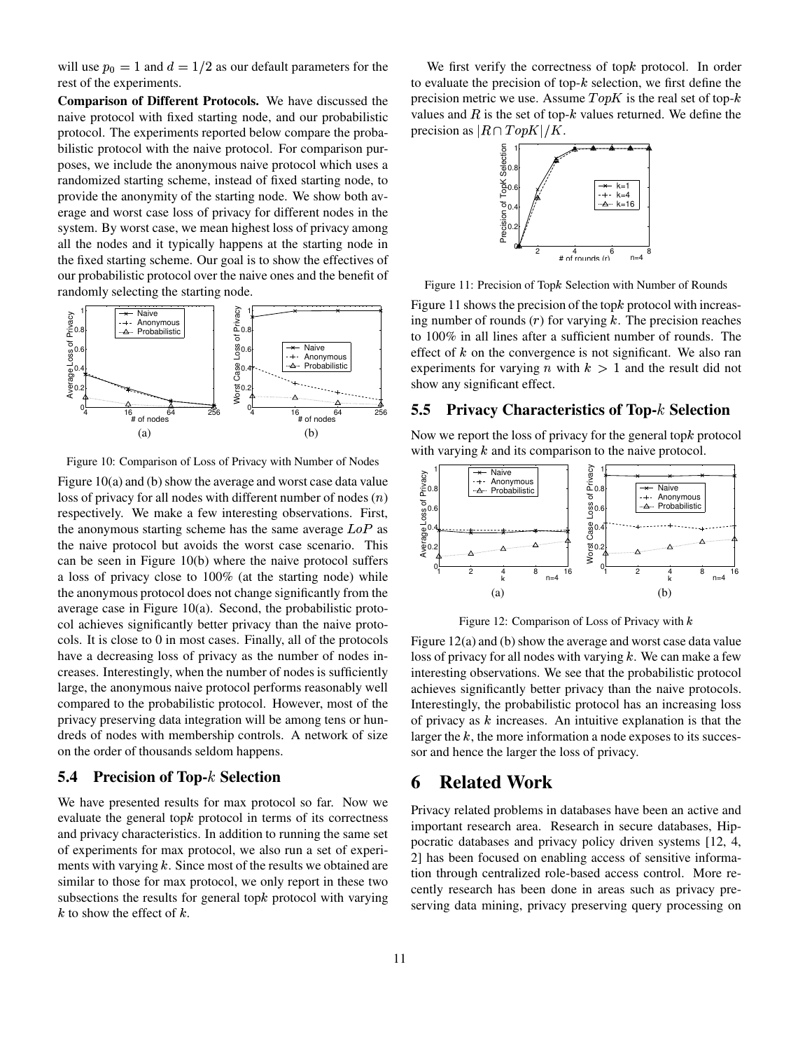will use $p_0 = 1$ and $d = 1/2$ as our default parameters for the rest of the experiments.

**Comparison of Different Protocols.** We have discussed the naive protocol with fixed starting node, and our probabilistic protocol. The experiments reported below compare the probabilistic protocol with the naive protocol. For comparison purposes, we include the anonymous naive protocol which uses a randomized starting scheme, instead of fixed starting node, to provide the anonymity of the starting node. We show both average and worst case loss of privacy for different nodes in the system. By worst case, we mean highest loss of privacy among all the nodes and it typically happens at the starting node in the fixed starting scheme. Our goal is to show the effectives of our probabilistic protocol over the naive ones and the benefit of randomly selecting the starting node.

Figure 10: Comparison of Loss of Privacy with Number of Nodes

Figure 10(a) and (b) show the average and worst case data value loss of privacy for all nodes with different number of nodes ($n$) respectively. We make a few interesting observations. First, the anonymous starting scheme has the same average $LoP$ as the naive protocol but avoids the worst case scenario. This can be seen in Figure 10(b) where the naive protocol suffers a loss of privacy close to 100% (at the starting node) while the anonymous protocol does not change significantly from the average case in Figure 10(a). Second, the probabilistic protocol achieves significantly better privacy than the naive protocols. It is close to 0 in most cases. Finally, all of the protocols have a decreasing loss of privacy as the number of nodes increases. Interestingly, when the number of nodes is sufficiently large, the anonymous naive protocol performs reasonably well compared to the probabilistic protocol. However, most of the privacy preserving data integration will be among tens or hundreds of nodes with membership controls. A network of size on the order of thousands seldom happens.

## 5.4 Precision of Top-$k$ Selection

We have presented results for max protocol so far. Now we evaluate the general top$k$ protocol in terms of its correctness and privacy characteristics. In addition to running the same set of experiments for max protocol, we also run a set of experiments with varying $k$. Since most of the results we obtained are similar to those for max protocol, we only report in these two subsections the results for general top$k$ protocol with varying $k$ to show the effect of $k$.

We first verify the correctness of top$k$ protocol. In order to evaluate the precision of top-$k$ selection, we first define the precision metric we use. Assume $TopK$ is the real set of top-$k$ values and $R$ is the set of top-$k$ values returned. We define the precision as $|R \cap TopK|/K$.

Figure 11: Precision of Top$k$ Selection with Number of Rounds

Figure 11 shows the precision of the top$k$ protocol with increasing number of rounds ($r$) for varying $k$. The precision reaches to 100% in all lines after a sufficient number of rounds. The effect of $k$ on the convergence is not significant. We also ran experiments for varying $n$ with $k > 1$ and the result did not show any significant effect.

## 5.5 Privacy Characteristics of Top-$k$ Selection

Now we report the loss of privacy for the general top$k$ protocol with varying $k$ and its comparison to the naive protocol.

Figure 12: Comparison of Loss of Privacy with $k$

Figure 12(a) and (b) show the average and worst case data value loss of privacy for all nodes with varying $k$. We can make a few interesting observations. We see that the probabilistic protocol achieves significantly better privacy than the naive protocols. Interestingly, the probabilistic protocol has an increasing loss of privacy as $k$ increases. An intuitive explanation is that the larger the $k$, the more information a node exposes to its successor and hence the larger the loss of privacy.

# 6 Related Work

Privacy related problems in databases have been an active and important research area. Research in secure databases, Hippocratic databases and privacy policy driven systems [12, 4, 2] has been focused on enabling access of sensitive information through centralized role-based access control. More recently research has been done in areas such as privacy preserving data mining, privacy preserving query processing on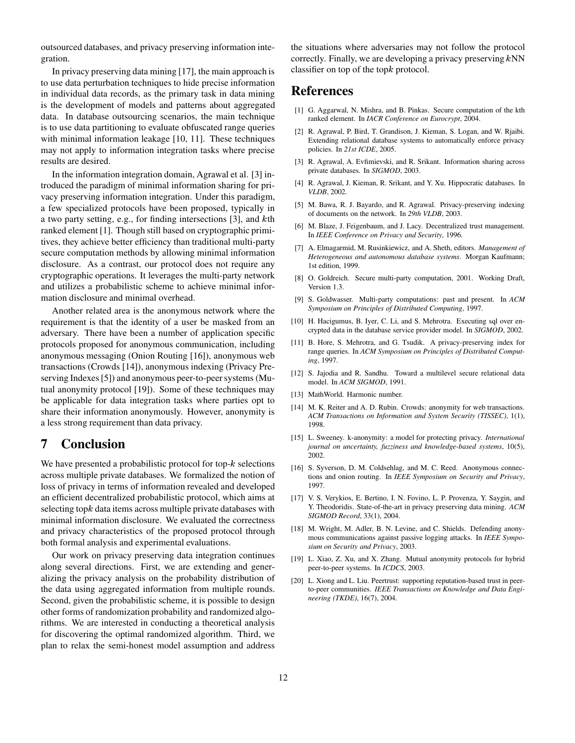outsourced databases, and privacy preserving information integration.

In privacy preserving data mining [17], the main approach is to use data perturbation techniques to hide precise information in individual data records, as the primary task in data mining is the development of models and patterns about aggregated data. In database outsourcing scenarios, the main technique is to use data partitioning to evaluate obfuscated range queries with minimal information leakage [10, 11]. These techniques may not apply to information integration tasks where precise results are desired.

In the information integration domain, Agrawal et al. [3] introduced the paradigm of minimal information sharing for privacy preserving information integration. Under this paradigm, a few specialized protocols have been proposed, typically in a two party setting, e.g., for finding intersections [3], and $k$th ranked element [1]. Though still based on cryptographic primitives, they achieve better efficiency than traditional multi-party secure computation methods by allowing minimal information disclosure. As a contrast, our protocol does not require any cryptographic operations. It leverages the multi-party network and utilizes a probabilistic scheme to achieve minimal information disclosure and minimal overhead.

Another related area is the anonymous network where the requirement is that the identity of a user be masked from an adversary. There have been a number of application specific protocols proposed for anonymous communication, including anonymous messaging (Onion Routing [16]), anonymous web transactions (Crowds [14]), anonymous indexing (Privacy Preserving Indexes [5]) and anonymous peer-to-peer systems (Mutual anonymity protocol [19]). Some of these techniques may be applicable for data integration tasks where parties opt to share their information anonymously. However, anonymity is a less strong requirement than data privacy.

# 7 Conclusion

We have presented a probabilistic protocol for top-$k$ selections across multiple private databases. We formalized the notion of loss of privacy in terms of information revealed and developed an efficient decentralized probabilistic protocol, which aims at selecting top$k$ data items across multiple private databases with minimal information disclosure. We evaluated the correctness and privacy characteristics of the proposed protocol through both formal analysis and experimental evaluations.

Our work on privacy preserving data integration continues along several directions. First, we are extending and generalizing the privacy analysis on the probability distribution of the data using aggregated information from multiple rounds. Second, given the probabilistic scheme, it is possible to design other forms of randomization probability and randomized algorithms. We are interested in conducting a theoretical analysis for discovering the optimal randomized algorithm. Third, we plan to relax the semi-honest model assumption and address the situations where adversaries may not follow the protocol correctly. Finally, we are developing a privacy preserving $k$NN classifier on top of the top$k$ protocol.

# References

[1] G. Aggarwal, N. Mishra, and B. Pinkas. Secure computation of the kth ranked element. In *IACR Conference on Eurocrypt*, 2004.

[2] R. Agrawal, P. Bird, T. Grandison, J. Kieman, S. Logan, and W. Rjaibi. Extending relational database systems to automatically enforce privacy policies. In *21st ICDE*, 2005.

[3] R. Agrawal, A. Evfimievski, and R. Srikant. Information sharing across private databases. In *SIGMOD*, 2003.

[4] R. Agrawal, J. Kieman, R. Srikant, and Y. Xu. Hippocratic databases. In *VLDB*, 2002.

[5] M. Bawa, R. J. Bayardo, and R. Agrawal. Privacy-preserving indexing of documents on the network. In *29th VLDB*, 2003.

[6] M. Blaze, J. Feigenbaum, and J. Lacy. Decentralized trust management. In *IEEE Conference on Privacy and Security*, 1996.

[7] A. Elmagarmid, M. Rusinkiewicz, and A. Sheth, editors. *Management of Heterogeneous and autonomous database systems*. Morgan Kaufmann; 1st edition, 1999.

[8] O. Goldreich. Secure multi-party computation, 2001. Working Draft, Version 1.3.

[9] S. Goldwasser. Multi-party computations: past and present. In *ACM Symposium on Principles of Distributed Computing*, 1997.

[10] H. Hacigumus, B. Iyer, C. Li, and S. Mehrotra. Executing sql over encrypted data in the database service provider model. In *SIGMOD*, 2002.

[11] B. Hore, S. Mehrotra, and G. Tsudik. A privacy-preserving index for range queries. In *ACM Symposium on Principles of Distributed Computing*, 1997.

[12] S. Jajodia and R. Sandhu. Toward a multilevel secure relational data model. In *ACM SIGMOD*, 1991.

[13] MathWorld. Harmonic number.

[14] M. K. Reiter and A. D. Rubin. Crowds: anonymity for web transactions. *ACM Transactions on Information and System Security (TISSEC)*, 1(1), 1998.

[15] L. Sweeney. k-anonymity: a model for protecting privacy. *International journal on uncertainty, fuzziness and knowledge-based systems*, 10(5), 2002.

[16] S. Syverson, D. M. Coldsehlag, and M. C. Reed. Anonymous connections and onion routing. In *IEEE Symposium on Security and Privacy*, 1997.

[17] V. S. Verykios, E. Bertino, I. N. Fovino, L. P. Provenza, Y. Saygin, and Y. Theodoridis. State-of-the-art in privacy preserving data mining. *ACM SIGMOD Record*, 33(1), 2004.

[18] M. Wright, M. Adler, B. N. Levine, and C. Shields. Defending anonymous communications against passive logging attacks. In *IEEE Symposium on Security and Privacy*, 2003.

[19] L. Xiao, Z. Xu, and X. Zhang. Mutual anonymity protocols for hybrid peer-to-peer systems. In *ICDCS*, 2003.

[20] L. Xiong and L. Liu. Peertrust: supporting reputation-based trust in peer-to-peer communities. *IEEE Transactions on Knowledge and Data Engineering (TKDE)*, 16(7), 2004.